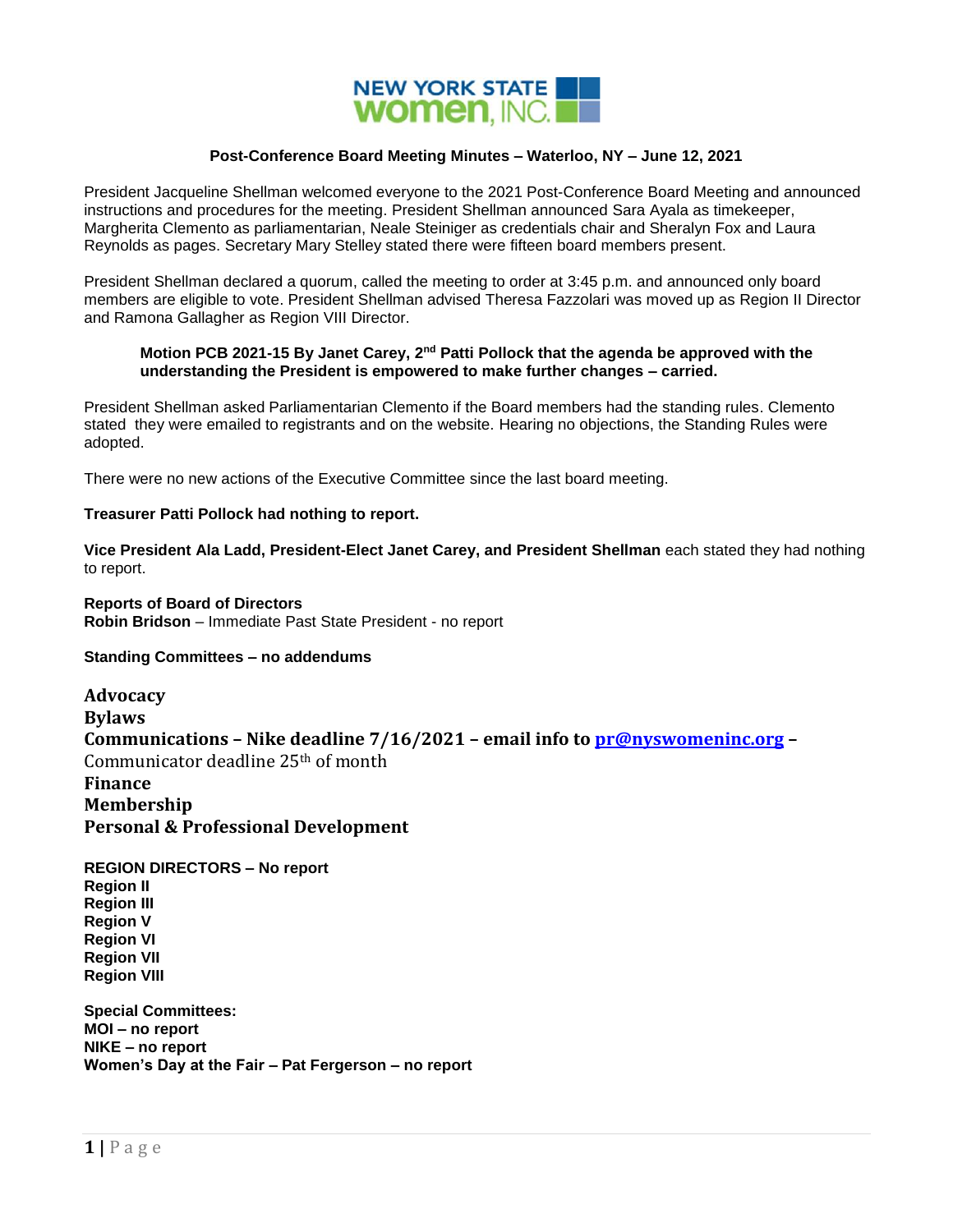NEW YORK STATE women, INC.

### Post-Conference Board Meeting Minutes – Waterloo, NY – June 12, 2021

President Jacqueline Shellman welcomed everyone to the 2021 Post-Conference Board Meeting and announced instructions and procedures for the meeting. President Shellman announced Sara Ayala as timekeeper, Margherita Clemento as parliamentarian, Neale Steiniger as credentials chair and Sheralyn Fox and Laura Reynolds as pages. Secretary Mary Stelley stated there were fifteen board members present.

President Shellman declared a quorum, called the meeting to order at 3:45 p.m. and announced only board members are eligible to vote. President Shellman advised Theresa Fazzolari was moved up as Region II Director and Ramona Gallagher as Region VIII Director.

> **Motion PCB 2021-15 By Janet Carey, 2nd Patti Pollock that the agenda be approved with the understanding the President is empowered to make further changes – carried.**

President Shellman asked Parliamentarian Clemento if the Board members had the standing rules. Clemento stated they were emailed to registrants and on the website. Hearing no objections, the Standing Rules were adopted.

There were no new actions of the Executive Committee since the last board meeting.

**Treasurer Patti Pollock had nothing to report.**

**Vice President Ala Ladd, President-Elect Janet Carey, and President Shellman** each stated they had nothing to report.

**Reports of Board of Directors**
**Robin Bridson** – Immediate Past State President - no report

**Standing Committees – no addendums**

**Advocacy**
**Bylaws**
**Communications – Nike deadline 7/16/2021 – email info to pr@nyswomeninc.org –** Communicator deadline 25th of month
**Finance**
**Membership**
**Personal & Professional Development**

**REGION DIRECTORS – No report**
**Region II**
**Region III**
**Region V**
**Region VI**
**Region VII**
**Region VIII**

**Special Committees:**
**MOI – no report**
**NIKE – no report**
**Women's Day at the Fair – Pat Fergerson – no report**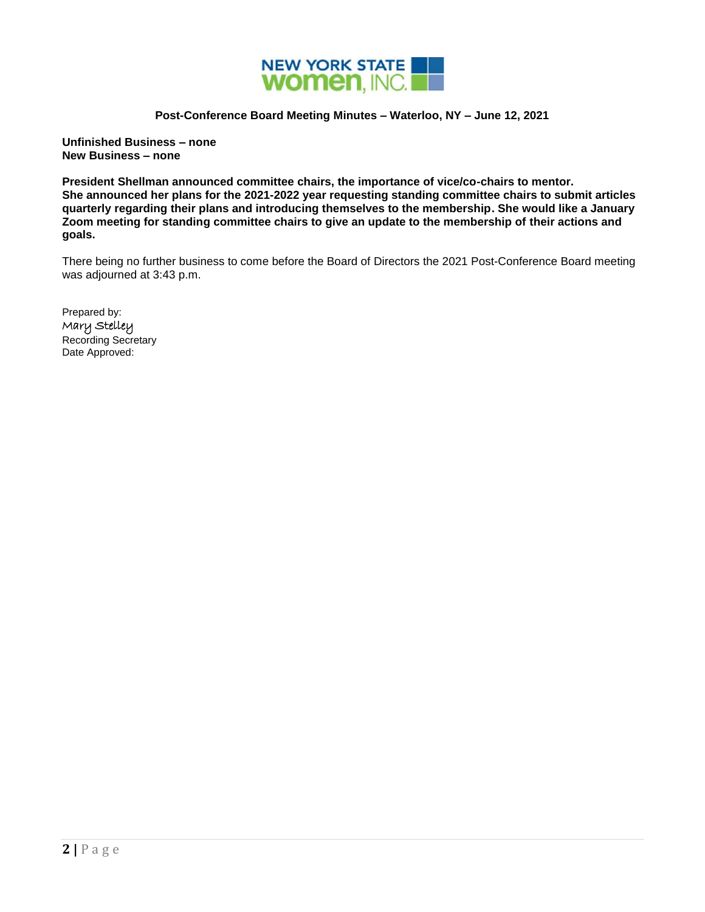**Post-Conference Board Meeting Minutes – Waterloo, NY – June 12, 2021**

**Unfinished Business – none**
**New Business – none**

**President Shellman announced committee chairs, the importance of vice/co-chairs to mentor. She announced her plans for the 2021-2022 year requesting standing committee chairs to submit articles quarterly regarding their plans and introducing themselves to the membership. She would like a January Zoom meeting for standing committee chairs to give an update to the membership of their actions and goals.**

There being no further business to come before the Board of Directors the 2021 Post-Conference Board meeting was adjourned at 3:43 p.m.

Prepared by:
Mary Stelley
Recording Secretary
Date Approved: